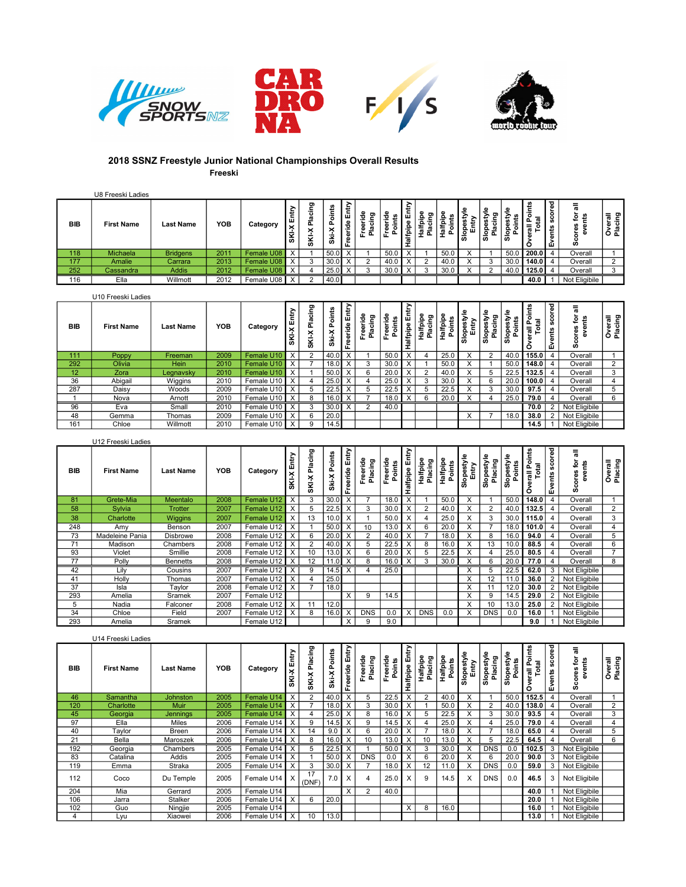## 2018 SSNZ Freestyle Junior National Championships Overall Results

### Freeski

U8 Freeski Ladies

| BIB | First Name | Last Name | YOB | Category | SKI-X Entry | SKI-X Placing | Ski-X Points | Freeride Entry | Freeride Placing | Freeride Points | Halfpipe Entry | Halfpipe Placing | Halfpipe Points | Slopestyle Entry | Slopestyle Placing | Slopestyle Points | Overall Points Total | Events scored | Scores for all events | Overall Placing |
|---|---|---|---|---|---|---|---|---|---|---|---|---|---|---|---|---|---|---|---|---|
| 118 | Michaela | Bridgens | 2011 | Female U08 | X | 1 | 50.0 | X | 1 | 50.0 | X | 1 | 50.0 | X | 1 | 50.0 | 200.0 | 4 | Overall | 1 |
| 177 | Amalie | Carrara | 2013 | Female U08 | X | 3 | 30.0 | X | 2 | 40.0 | X | 2 | 40.0 | X | 3 | 30.0 | 140.0 | 4 | Overall | 2 |
| 252 | Cassandra | Addis | 2012 | Female U08 | X | 4 | 25.0 | X | 3 | 30.0 | X | 3 | 30.0 | X | 2 | 40.0 | 125.0 | 4 | Overall | 3 |
| 116 | Ella | Willmott | 2012 | Female U08 | X | 2 | 40.0 | | | | | | | | | | 40.0 | 1 | Not Eligibile | |

U10 Freeski Ladies

| BIB | First Name | Last Name | YOB | Category | SKI-X Entry | SKI-X Placing | Ski-X Points | Freeride Entry | Freeride Placing | Freeride Points | Halfpipe Entry | Halfpipe Placing | Halfpipe Points | Slopestyle Entry | Slopestyle Placing | Slopestyle Points | Overall Points Total | Events scored | Scores for all events | Overall Placing |
|---|---|---|---|---|---|---|---|---|---|---|---|---|---|---|---|---|---|---|---|---|
| 111 | Poppy | Freeman | 2009 | Female U10 | X | 2 | 40.0 | X | 1 | 50.0 | X | 4 | 25.0 | X | 2 | 40.0 | 155.0 | 4 | Overall | 1 |
| 292 | Olivia | Hein | 2010 | Female U10 | X | 7 | 18.0 | X | 3 | 30.0 | X | 1 | 50.0 | X | 1 | 50.0 | 148.0 | 4 | Overall | 2 |
| 12 | Zora | Legnavsky | 2010 | Female U10 | X | 1 | 50.0 | X | 6 | 20.0 | X | 2 | 40.0 | X | 5 | 22.5 | 132.5 | 4 | Overall | 3 |
| 36 | Abigail | Wiggins | 2010 | Female U10 | X | 4 | 25.0 | X | 4 | 25.0 | X | 3 | 30.0 | X | 6 | 20.0 | 100.0 | 4 | Overall | 4 |
| 287 | Daisy | Woods | 2009 | Female U10 | X | 5 | 22.5 | X | 5 | 22.5 | X | 5 | 22.5 | X | 3 | 30.0 | 97.5 | 4 | Overall | 5 |
| 1 | Nova | Arnott | 2010 | Female U10 | X | 8 | 16.0 | X | 7 | 18.0 | X | 6 | 20.0 | X | 4 | 25.0 | 79.0 | 4 | Overall | 6 |
| 96 | Eva | Small | 2010 | Female U10 | X | 3 | 30.0 | X | 2 | 40.0 | | | | | | | 70.0 | 2 | Not Eligibile | |
| 48 | Gemma | Thomas | 2009 | Female U10 | X | 6 | 20.0 | | | | | | | X | 7 | 18.0 | 38.0 | 2 | Not Eligibile | |
| 161 | Chloe | Willmott | 2010 | Female U10 | X | 9 | 14.5 | | | | | | | | | | 14.5 | 1 | Not Eligibile | |

U12 Freeski Ladies

| BIB | First Name | Last Name | YOB | Category | SKI-X Entry | SKI-X Placing | Ski-X Points | Freeride Entry | Freeride Placing | Freeride Points | Halfpipe Entry | Halfpipe Placing | Halfpipe Points | Slopestyle Entry | Slopestyle Placing | Slopestyle Points | Overall Points Total | Events scored | Scores for all events | Overall Placing |
|---|---|---|---|---|---|---|---|---|---|---|---|---|---|---|---|---|---|---|---|---|
| 81 | Grete-Mia | Meentalo | 2008 | Female U12 | X | 3 | 30.0 | X | 7 | 18.0 | X | 1 | 50.0 | X | 1 | 50.0 | 148.0 | 4 | Overall | 1 |
| 58 | Sylvia | Trotter | 2007 | Female U12 | X | 5 | 22.5 | X | 3 | 30.0 | X | 2 | 40.0 | X | 2 | 40.0 | 132.5 | 4 | Overall | 2 |
| 38 | Charlotte | Wiggins | 2007 | Female U12 | X | 13 | 10.0 | X | 1 | 50.0 | X | 4 | 25.0 | X | 3 | 30.0 | 115.0 | 4 | Overall | 3 |
| 248 | Amy | Benson | 2007 | Female U12 | X | 1 | 50.0 | X | 10 | 13.0 | X | 6 | 20.0 | X | 7 | 18.0 | 101.0 | 4 | Overall | 4 |
| 73 | Madeleine Pania | Disbrowe | 2008 | Female U12 | X | 6 | 20.0 | X | 2 | 40.0 | X | 7 | 18.0 | X | 8 | 16.0 | 94.0 | 4 | Overall | 5 |
| 71 | Madison | Chambers | 2008 | Female U12 | X | 2 | 40.0 | X | 5 | 22.5 | X | 8 | 16.0 | X | 13 | 10.0 | 88.5 | 4 | Overall | 6 |
| 93 | Violet | Smillie | 2008 | Female U12 | X | 10 | 13.0 | X | 6 | 20.0 | X | 5 | 22.5 | X | 4 | 25.0 | 80.5 | 4 | Overall | 7 |
| 77 | Polly | Bennetts | 2008 | Female U12 | X | 12 | 11.0 | X | 8 | 16.0 | X | 3 | 30.0 | X | 6 | 20.0 | 77.0 | 4 | Overall | 8 |
| 42 | Lily | Cousins | 2007 | Female U12 | X | 9 | 14.5 | X | 4 | 25.0 | | | | X | 5 | 22.5 | 62.0 | 3 | Not Eligibile | |
| 41 | Holly | Thomas | 2007 | Female U12 | X | 4 | 25.0 | | | | | | | X | 12 | 11.0 | 36.0 | 2 | Not Eligibile | |
| 37 | Isla | Taylor | 2008 | Female U12 | X | 7 | 18.0 | | | | | | | X | 11 | 12.0 | 30.0 | 2 | Not Eligibile | |
| 293 | Amelia | Sramek | 2007 | Female U12 | | | | X | 9 | 14.5 | | | | X | 9 | 14.5 | 29.0 | 2 | Not Eligibile | |
| 5 | Nadia | Falconer | 2008 | Female U12 | X | 11 | 12.0 | | | | | | | X | 10 | 13.0 | 25.0 | 2 | Not Eligibile | |
| 34 | Chloe | Field | 2007 | Female U12 | X | 8 | 16.0 | X | DNS | 0.0 | X | DNS | 0.0 | X | DNS | 0.0 | 16.0 | 1 | Not Eligibile | |
| 293 | Amelia | Sramek | | Female U12 | | | | X | 9 | 9.0 | | | | | | | 9.0 | 1 | Not Eligibile | |

U14 Freeski Ladies

| BIB | First Name | Last Name | YOB | Category | SKI-X Entry | SKI-X Placing | Ski-X Points | Freeride Entry | Freeride Placing | Freeride Points | Halfpipe Entry | Halfpipe Placing | Halfpipe Points | Slopestyle Entry | Slopestyle Placing | Slopestyle Points | Overall Points Total | Events scored | Scores for all events | Overall Placing |
|---|---|---|---|---|---|---|---|---|---|---|---|---|---|---|---|---|---|---|---|---|
| 46 | Samantha | Johnston | 2005 | Female U14 | X | 2 | 40.0 | X | 5 | 22.5 | X | 2 | 40.0 | X | 1 | 50.0 | 152.5 | 4 | Overall | 1 |
| 120 | Charlotte | Muir | 2005 | Female U14 | X | 7 | 18.0 | X | 3 | 30.0 | X | 1 | 50.0 | X | 2 | 40.0 | 138.0 | 4 | Overall | 2 |
| 45 | Georgia | Jennings | 2005 | Female U14 | X | 4 | 25.0 | X | 8 | 16.0 | X | 5 | 22.5 | X | 3 | 30.0 | 93.5 | 4 | Overall | 3 |
| 97 | Ella | Miles | 2006 | Female U14 | X | 9 | 14.5 | X | 9 | 14.5 | X | 4 | 25.0 | X | 4 | 25.0 | 79.0 | 4 | Overall | 4 |
| 40 | Taylor | Breen | 2006 | Female U14 | X | 14 | 9.0 | X | 6 | 20.0 | X | 7 | 18.0 | X | 7 | 18.0 | 65.0 | 4 | Overall | 5 |
| 21 | Bella | Maroszek | 2006 | Female U14 | X | 8 | 16.0 | X | 10 | 13.0 | X | 10 | 13.0 | X | 5 | 22.5 | 64.5 | 4 | Overall | 6 |
| 192 | Georgia | Chambers | 2005 | Female U14 | X | 5 | 22.5 | X | 1 | 50.0 | X | 3 | 30.0 | X | DNS | 0.0 | 102.5 | 3 | Not Eligibile | |
| 83 | Catalina | Addis | 2005 | Female U14 | X | 1 | 50.0 | X | DNS | 0.0 | X | 6 | 20.0 | X | 6 | 20.0 | 90.0 | 3 | Not Eligibile | |
| 119 | Emma | Straka | 2005 | Female U14 | X | 3 | 30.0 | X | 7 | 18.0 | X | 12 | 11.0 | X | DNS | 0.0 | 59.0 | 3 | Not Eligibile | |
| 112 | Coco | Du Temple | 2005 | Female U14 | X | 17 (DNF) | 7.0 | X | 4 | 25.0 | X | 9 | 14.5 | X | DNS | 0.0 | 46.5 | 3 | Not Eligibile | |
| 204 | Mia | Gerrard | 2005 | Female U14 | | | | X | 2 | 40.0 | | | | | | | 40.0 | 1 | Not Eligibile | |
| 106 | Jarra | Stalker | 2006 | Female U14 | X | 6 | 20.0 | | | | | | | | | | 20.0 | 1 | Not Eligibile | |
| 102 | Guo | Ningjie | 2005 | Female U14 | | | | | | | X | 8 | 16.0 | | | | 16.0 | 1 | Not Eligibile | |
| 4 | Lyu | Xiaowei | 2006 | Female U14 | X | 10 | 13.0 | | | | | | | | | | 13.0 | 1 | Not Eligibile | |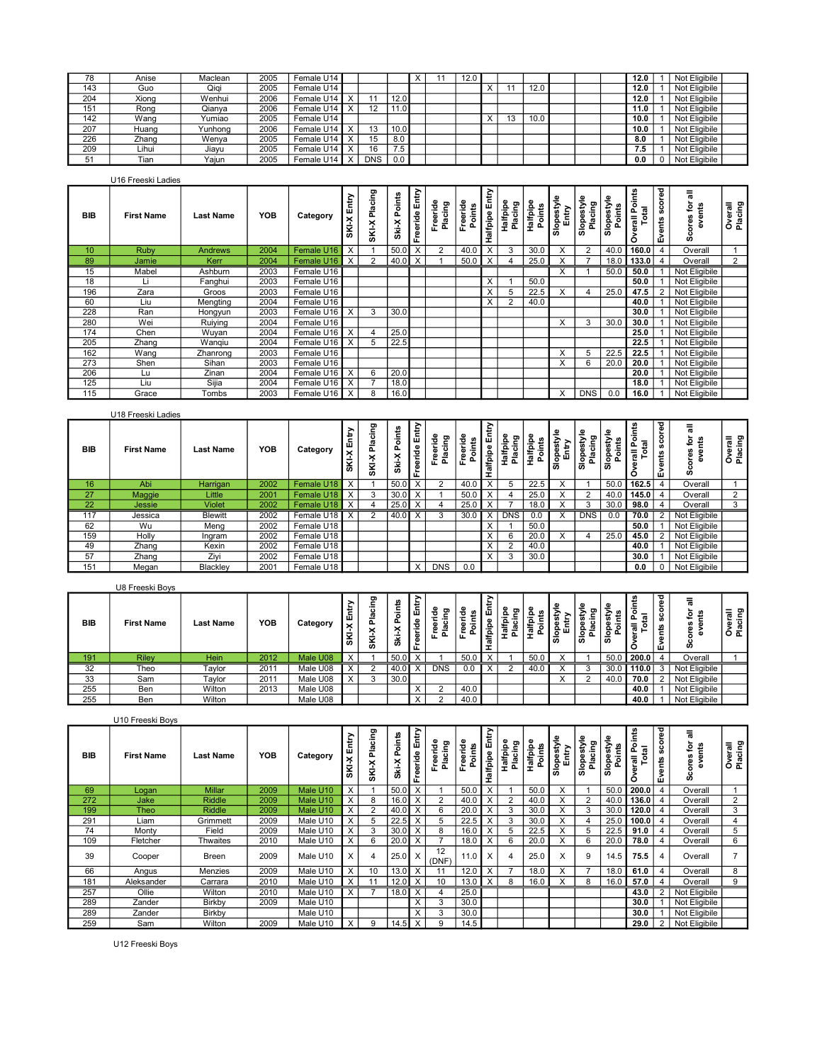| BIB | First Name | Last Name | YOB | Category | SKI-X Entry | SKI-X Placing | Ski-X Points | Freeride Entry | Freeride Placing | Freeride Points | Halfpipe Entry | Halfpipe Placing | Halfpipe Points | Slopestyle Entry | Slopestyle Placing | Slopestyle Points | Overall Points Total | Events scored | Scores for all events | Overall Placing |
|---|---|---|---|---|---|---|---|---|---|---|---|---|---|---|---|---|---|---|---|---|
| 78 | Anise | Maclean | 2005 | Female U14 | | | | X | 11 | 12.0 | | | | | | | 12.0 | 1 | Not Eligibile | |
| 143 | Guo | Qiqi | 2005 | Female U14 | | | | | | | X | 11 | 12.0 | | | | 12.0 | 1 | Not Eligibile | |
| 204 | Xiong | Wenhui | 2006 | Female U14 | X | 11 | 12.0 | | | | | | | | | | 12.0 | 1 | Not Eligibile | |
| 151 | Rong | Qianya | 2006 | Female U14 | X | 12 | 11.0 | | | | | | | | | | 11.0 | 1 | Not Eligibile | |
| 142 | Wang | Yumiao | 2005 | Female U14 | | | | | | | X | 13 | 10.0 | | | | 10.0 | 1 | Not Eligibile | |
| 207 | Huang | Yunhong | 2006 | Female U14 | X | 13 | 10.0 | | | | | | | | | | 10.0 | 1 | Not Eligibile | |
| 226 | Zhang | Wenya | 2005 | Female U14 | X | 15 | 8.0 | | | | | | | | | | 8.0 | 1 | Not Eligibile | |
| 209 | Lihui | Jiayu | 2005 | Female U14 | X | 16 | 7.5 | | | | | | | | | | 7.5 | 1 | Not Eligibile | |
| 51 | Tian | Yajun | 2005 | Female U14 | X | DNS | 0.0 | | | | | | | | | | 0.0 | 0 | Not Eligibile | |

U16 Freeski Ladies

| BIB | First Name | Last Name | YOB | Category | SKI-X Entry | SKI-X Placing | Ski-X Points | Freeride Entry | Freeride Placing | Freeride Points | Halfpipe Entry | Halfpipe Placing | Halfpipe Points | Slopestyle Entry | Slopestyle Placing | Slopestyle Points | Overall Points Total | Events scored | Scores for all events | Overall Placing |
|---|---|---|---|---|---|---|---|---|---|---|---|---|---|---|---|---|---|---|---|---|
| 10 | Ruby | Andrews | 2004 | Female U16 | X | 1 | 50.0 | X | 2 | 40.0 | X | 3 | 30.0 | X | 2 | 40.0 | 160.0 | 4 | Overall | 1 |
| 89 | Jamie | Kerr | 2004 | Female U16 | X | 2 | 40.0 | X | 1 | 50.0 | X | 4 | 25.0 | X | 7 | 18.0 | 133.0 | 4 | Overall | 2 |
| 15 | Mabel | Ashburn | 2003 | Female U16 | | | | | | | | | | X | 1 | 50.0 | 50.0 | 1 | Not Eligibile | |
| 18 | Li | Fanghui | 2003 | Female U16 | | | | | | | X | 1 | 50.0 | | | | 50.0 | 1 | Not Eligibile | |
| 196 | Zara | Groos | 2003 | Female U16 | | | | | | | X | 5 | 22.5 | X | 4 | 25.0 | 47.5 | 2 | Not Eligibile | |
| 60 | Liu | Mengting | 2004 | Female U16 | | | | | | | X | 2 | 40.0 | | | | 40.0 | 1 | Not Eligibile | |
| 228 | Ran | Hongyun | 2003 | Female U16 | X | 3 | 30.0 | | | | | | | | | | 30.0 | 1 | Not Eligibile | |
| 280 | Wei | Ruiying | 2004 | Female U16 | | | | | | | | | | X | 3 | 30.0 | 30.0 | 1 | Not Eligibile | |
| 174 | Chen | Wuyan | 2004 | Female U16 | X | 4 | 25.0 | | | | | | | | | | 25.0 | 1 | Not Eligibile | |
| 205 | Zhang | Wanqiu | 2004 | Female U16 | X | 5 | 22.5 | | | | | | | | | | 22.5 | 1 | Not Eligibile | |
| 162 | Wang | Zhanrong | 2003 | Female U16 | | | | | | | | | | X | 5 | 22.5 | 22.5 | 1 | Not Eligibile | |
| 273 | Shen | Sihan | 2003 | Female U16 | | | | | | | | | | X | 6 | 20.0 | 20.0 | 1 | Not Eligibile | |
| 206 | Lu | Zinan | 2004 | Female U16 | X | 6 | 20.0 | | | | | | | | | | 20.0 | 1 | Not Eligibile | |
| 125 | Liu | Sijia | 2004 | Female U16 | X | 7 | 18.0 | | | | | | | | | | 18.0 | 1 | Not Eligibile | |
| 115 | Grace | Tombs | 2003 | Female U16 | X | 8 | 16.0 | | | | | | | X | DNS | 0.0 | 16.0 | 1 | Not Eligibile | |

U18 Freeski Ladies

| BIB | First Name | Last Name | YOB | Category | SKI-X Entry | SKI-X Placing | Ski-X Points | Freeride Entry | Freeride Placing | Freeride Points | Halfpipe Entry | Halfpipe Placing | Halfpipe Points | Slopestyle Entry | Slopestyle Placing | Slopestyle Points | Overall Points Total | Events scored | Scores for all events | Overall Placing |
|---|---|---|---|---|---|---|---|---|---|---|---|---|---|---|---|---|---|---|---|---|
| 16 | Abi | Harrigan | 2002 | Female U18 | X | 1 | 50.0 | X | 2 | 40.0 | X | 5 | 22.5 | X | 1 | 50.0 | 162.5 | 4 | Overall | 1 |
| 27 | Maggie | Little | 2001 | Female U18 | X | 3 | 30.0 | X | 1 | 50.0 | X | 4 | 25.0 | X | 2 | 40.0 | 145.0 | 4 | Overall | 2 |
| 22 | Jessie | Violet | 2002 | Female U18 | X | 4 | 25.0 | X | 4 | 25.0 | X | 7 | 18.0 | X | 3 | 30.0 | 98.0 | 4 | Overall | 3 |
| 117 | Jessica | Blewitt | 2002 | Female U18 | X | 2 | 40.0 | X | 3 | 30.0 | X | DNS | 0.0 | X | DNS | 0.0 | 70.0 | 2 | Not Eligibile | |
| 62 | Wu | Meng | 2002 | Female U18 | | | | | | | X | 1 | 50.0 | | | | 50.0 | 1 | Not Eligibile | |
| 159 | Holly | Ingram | 2002 | Female U18 | | | | | | | X | 6 | 20.0 | X | 4 | 25.0 | 45.0 | 2 | Not Eligibile | |
| 49 | Zhang | Kexin | 2002 | Female U18 | | | | | | | X | 2 | 40.0 | | | | 40.0 | 1 | Not Eligibile | |
| 57 | Zhang | Ziyi | 2002 | Female U18 | | | | | | | X | 3 | 30.0 | | | | 30.0 | 1 | Not Eligibile | |
| 151 | Megan | Blackley | 2001 | Female U18 | | | | X | DNS | 0.0 | | | | | | | 0.0 | 0 | Not Eligibile | |

U8 Freeski Boys

| BIB | First Name | Last Name | YOB | Category | SKI-X Entry | SKI-X Placing | Ski-X Points | Freeride Entry | Freeride Placing | Freeride Points | Halfpipe Entry | Halfpipe Placing | Halfpipe Points | Slopestyle Entry | Slopestyle Placing | Slopestyle Points | Overall Points Total | Events scored | Scores for all events | Overall Placing |
|---|---|---|---|---|---|---|---|---|---|---|---|---|---|---|---|---|---|---|---|---|
| 191 | Riley | Hein | 2012 | Male U08 | X | 1 | 50.0 | X | 1 | 50.0 | X | 1 | 50.0 | X | 1 | 50.0 | 200.0 | 4 | Overall | 1 |
| 32 | Theo | Taylor | 2011 | Male U08 | X | 2 | 40.0 | X | DNS | 0.0 | X | 2 | 40.0 | X | 3 | 30.0 | 110.0 | 3 | Not Eligibile | |
| 33 | Sam | Taylor | 2011 | Male U08 | X | 3 | 30.0 | | | | | | | X | 2 | 40.0 | 70.0 | 2 | Not Eligibile | |
| 255 | Ben | Wilton | 2013 | Male U08 | | | | X | 2 | 40.0 | | | | | | | 40.0 | 1 | Not Eligibile | |
| 255 | Ben | Wilton | | Male U08 | | | | X | 2 | 40.0 | | | | | | | 40.0 | 1 | Not Eligibile | |

U10 Freeski Boys

| BIB | First Name | Last Name | YOB | Category | SKI-X Entry | SKI-X Placing | Ski-X Points | Freeride Entry | Freeride Placing | Freeride Points | Halfpipe Entry | Halfpipe Placing | Halfpipe Points | Slopestyle Entry | Slopestyle Placing | Slopestyle Points | Overall Points Total | Events scored | Scores for all events | Overall Placing |
|---|---|---|---|---|---|---|---|---|---|---|---|---|---|---|---|---|---|---|---|---|
| 69 | Logan | Millar | 2009 | Male U10 | X | 1 | 50.0 | X | 1 | 50.0 | X | 1 | 50.0 | X | 1 | 50.0 | 200.0 | 4 | Overall | 1 |
| 272 | Jake | Riddle | 2009 | Male U10 | X | 8 | 16.0 | X | 2 | 40.0 | X | 2 | 40.0 | X | 2 | 40.0 | 136.0 | 4 | Overall | 2 |
| 199 | Theo | Riddle | 2009 | Male U10 | X | 2 | 40.0 | X | 6 | 20.0 | X | 3 | 30.0 | X | 3 | 30.0 | 120.0 | 4 | Overall | 3 |
| 291 | Liam | Grimmett | 2009 | Male U10 | X | 5 | 22.5 | X | 5 | 22.5 | X | 3 | 30.0 | X | 4 | 25.0 | 100.0 | 4 | Overall | 4 |
| 74 | Monty | Field | 2009 | Male U10 | X | 3 | 30.0 | X | 8 | 16.0 | X | 5 | 22.5 | X | 5 | 22.5 | 91.0 | 4 | Overall | 5 |
| 109 | Fletcher | Thwaites | 2010 | Male U10 | X | 6 | 20.0 | X | 7 | 18.0 | X | 6 | 20.0 | X | 6 | 20.0 | 78.0 | 4 | Overall | 6 |
| 39 | Cooper | Breen | 2009 | Male U10 | X | 4 | 25.0 | X | 12 (DNF) | 11.0 | X | 4 | 25.0 | X | 9 | 14.5 | 75.5 | 4 | Overall | 7 |
| 66 | Angus | Menzies | 2009 | Male U10 | X | 10 | 13.0 | X | 11 | 12.0 | X | 7 | 18.0 | X | 7 | 18.0 | 61.0 | 4 | Overall | 8 |
| 181 | Aleksander | Carrara | 2010 | Male U10 | X | 11 | 12.0 | X | 10 | 13.0 | X | 8 | 16.0 | X | 8 | 16.0 | 57.0 | 4 | Overall | 9 |
| 257 | Ollie | Wilton | 2010 | Male U10 | X | 7 | 18.0 | X | 4 | 25.0 | | | | | | | 43.0 | 2 | Not Eligibile | |
| 289 | Zander | Birkby | 2009 | Male U10 | | | | X | 3 | 30.0 | | | | | | | 30.0 | 1 | Not Eligibile | |
| 289 | Zander | Birkby | | Male U10 | | | | X | 3 | 30.0 | | | | | | | 30.0 | 1 | Not Eligibile | |
| 259 | Sam | Wilton | 2009 | Male U10 | X | 9 | 14.5 | X | 9 | 14.5 | | | | | | | 29.0 | 2 | Not Eligibile | |

U12 Freeski Boys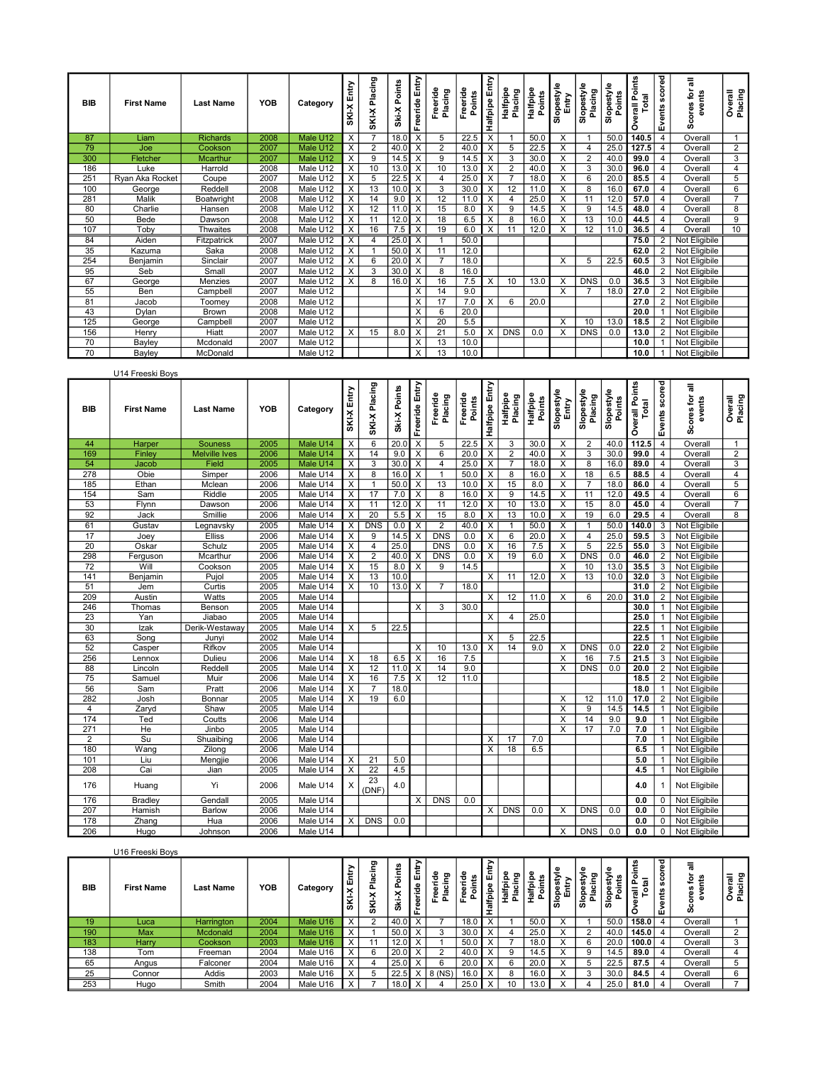| BIB | First Name | Last Name | YOB | Category | SKI-X Entry | SKI-X Placing | Ski-X Points | Freeride Entry | Freeride Placing | Freeride Points | Halfpipe Entry | Halfpipe Placing | Halfpipe Points | Slopestyle Entry | Slopestyle Placing | Slopestyle Points | Overall Points Total | Events scored | Scores for all events | Overall Placing |
|---|---|---|---|---|---|---|---|---|---|---|---|---|---|---|---|---|---|---|---|---|
| 87 | Liam | Richards | 2008 | Male U12 | X | 7 | 18.0 | X | 5 | 22.5 | X | 1 | 50.0 | X | 1 | 50.0 | **140.5** | 4 | Overall | 1 |
| 79 | Joe | Cookson | 2007 | Male U12 | X | 2 | 40.0 | X | 2 | 40.0 | X | 5 | 22.5 | X | 4 | 25.0 | **127.5** | 4 | Overall | 2 |
| 300 | Fletcher | Mcarthur | 2007 | Male U12 | X | 9 | 14.5 | X | 9 | 14.5 | X | 3 | 30.0 | X | 2 | 40.0 | **99.0** | 4 | Overall | 3 |
| 186 | Luke | Harrold | 2008 | Male U12 | X | 10 | 13.0 | X | 10 | 13.0 | X | 2 | 40.0 | X | 3 | 30.0 | **96.0** | 4 | Overall | 4 |
| 251 | Ryan Aka Rocket | Coupe | 2007 | Male U12 | X | 5 | 22.5 | X | 4 | 25.0 | X | 7 | 18.0 | X | 6 | 20.0 | **85.5** | 4 | Overall | 5 |
| 100 | George | Reddell | 2008 | Male U12 | X | 13 | 10.0 | X | 3 | 30.0 | X | 12 | 11.0 | X | 8 | 16.0 | **67.0** | 4 | Overall | 6 |
| 281 | Malik | Boatwright | 2008 | Male U12 | X | 14 | 9.0 | X | 12 | 11.0 | X | 4 | 25.0 | X | 11 | 12.0 | **57.0** | 4 | Overall | 7 |
| 80 | Charlie | Hansen | 2008 | Male U12 | X | 12 | 11.0 | X | 15 | 8.0 | X | 9 | 14.5 | X | 9 | 14.5 | **48.0** | 4 | Overall | 8 |
| 50 | Bede | Dawson | 2008 | Male U12 | X | 11 | 12.0 | X | 18 | 6.5 | X | 8 | 16.0 | X | 13 | 10.0 | **44.5** | 4 | Overall | 9 |
| 107 | Toby | Thwaites | 2008 | Male U12 | X | 16 | 7.5 | X | 19 | 6.0 | X | 11 | 12.0 | X | 12 | 11.0 | **36.5** | 4 | Overall | 10 |
| 84 | Aiden | Fitzpatrick | 2007 | Male U12 | X | 4 | 25.0 | X | 1 | 50.0 | | | | | | | **75.0** | 2 | Not Eligibile | |
| 35 | Kazuma | Saka | 2008 | Male U12 | X | 1 | 50.0 | X | 11 | 12.0 | | | | | | | **62.0** | 2 | Not Eligibile | |
| 254 | Benjamin | Sinclair | 2007 | Male U12 | X | 6 | 20.0 | X | 7 | 18.0 | | | | X | 5 | 22.5 | **60.5** | 3 | Not Eligibile | |
| 95 | Seb | Small | 2007 | Male U12 | X | 3 | 30.0 | X | 8 | 16.0 | | | | | | | **46.0** | 2 | Not Eligibile | |
| 67 | George | Menzies | 2007 | Male U12 | X | 8 | 16.0 | X | 16 | 7.5 | X | 10 | 13.0 | X | DNS | 0.0 | **36.5** | 3 | Not Eligibile | |
| 55 | Ben | Campbell | 2007 | Male U12 | | | | X | 14 | 9.0 | | | | X | 7 | 18.0 | **27.0** | 2 | Not Eligibile | |
| 81 | Jacob | Toomey | 2008 | Male U12 | | | | X | 17 | 7.0 | X | 6 | 20.0 | | | | **27.0** | 2 | Not Eligibile | |
| 43 | Dylan | Brown | 2008 | Male U12 | | | | X | 6 | 20.0 | | | | | | | **20.0** | 1 | Not Eligibile | |
| 125 | George | Campbell | 2007 | Male U12 | | | | X | 20 | 5.5 | | | | X | 10 | 13.0 | **18.5** | 2 | Not Eligibile | |
| 156 | Henry | Hiatt | 2007 | Male U12 | X | 15 | 8.0 | X | 21 | 5.0 | X | DNS | 0.0 | X | DNS | 0.0 | **13.0** | 2 | Not Eligibile | |
| 70 | Bayley | Mcdonald | 2007 | Male U12 | | | | X | 13 | 10.0 | | | | | | | **10.0** | 1 | Not Eligibile | |
| 70 | Bayley | McDonald | | Male U12 | | | | X | 13 | 10.0 | | | | | | | **10.0** | 1 | Not Eligibile | |

U14 Freeski Boys

| BIB | First Name | Last Name | YOB | Category | SKI-X Entry | SKI-X Placing | Ski-X Points | Freeride Entry | Freeride Placing | Freeride Points | Halfpipe Entry | Halfpipe Placing | Halfpipe Points | Slopestyle Entry | Slopestyle Placing | Slopestyle Points | Overall Points Total | Events scored | Scores for all events | Overall Placing |
|---|---|---|---|---|---|---|---|---|---|---|---|---|---|---|---|---|---|---|---|---|
| 44 | Harper | Souness | 2005 | Male U14 | X | 6 | 20.0 | X | 5 | 22.5 | X | 3 | 30.0 | X | 2 | 40.0 | **112.5** | 4 | Overall | 1 |
| 169 | Finley | Melville Ives | 2006 | Male U14 | X | 14 | 9.0 | X | 6 | 20.0 | X | 2 | 40.0 | X | 3 | 30.0 | **99.0** | 4 | Overall | 2 |
| 54 | Jacob | Field | 2005 | Male U14 | X | 3 | 30.0 | X | 4 | 25.0 | X | 7 | 18.0 | X | 8 | 16.0 | **89.0** | 4 | Overall | 3 |
| 278 | Obie | Simper | 2006 | Male U14 | X | 8 | 16.0 | X | 1 | 50.0 | X | 8 | 16.0 | X | 18 | 6.5 | **88.5** | 4 | Overall | 4 |
| 185 | Ethan | Mclean | 2006 | Male U14 | X | 1 | 50.0 | X | 13 | 10.0 | X | 15 | 8.0 | X | 7 | 18.0 | **86.0** | 4 | Overall | 5 |
| 154 | Sam | Riddle | 2005 | Male U14 | X | 17 | 7.0 | X | 8 | 16.0 | X | 9 | 14.5 | X | 11 | 12.0 | **49.5** | 4 | Overall | 6 |
| 53 | Flynn | Dawson | 2006 | Male U14 | X | 11 | 12.0 | X | 16 | 7.5 | X | 10 | 13.0 | X | 15 | 8.0 | **45.0** | 4 | Overall | 7 |
| 92 | Jack | Smillie | 2006 | Male U14 | X | 20 | 5.5 | X | 15 | 8.0 | X | 13 | 10.0 | X | 19 | 6.0 | **29.5** | 4 | Overall | 8 |
| 61 | Gustav | Legnavsky | 2005 | Male U14 | X | DNS | 0.0 | X | 2 | 40.0 | X | 1 | 50.0 | X | 1 | 50.0 | **140.0** | 3 | Not Eligibile | |
| 17 | Joey | Elliss | 2006 | Male U14 | X | 9 | 14.5 | X | DNS | 0.0 | X | 6 | 20.0 | X | 4 | 25.0 | **59.5** | 3 | Not Eligibile | |
| 20 | Oskar | Schulz | 2005 | Male U14 | X | 4 | 25.0 | | DNS | 0.0 | X | 16 | 7.5 | X | 5 | 22.5 | **55.0** | 3 | Not Eligibile | |
| 298 | Ferguson | Mcarthur | 2006 | Male U14 | X | 2 | 40.0 | X | DNS | 0.0 | X | 19 | 6.0 | X | DNS | 0.0 | **46.0** | 3 | Not Eligibile | |
| 72 | Will | Cookson | 2005 | Male U14 | X | 15 | 8.0 | X | 9 | 14.5 | | | | X | 10 | 13.0 | **35.5** | 3 | Not Eligibile | |
| 141 | Benjamin | Pujol | 2005 | Male U14 | X | 13 | 10.0 | | | | X | 11 | 12.0 | X | 13 | 10.0 | **32.0** | 3 | Not Eligibile | |
| 51 | Jem | Curtis | 2005 | Male U14 | X | 10 | 13.0 | X | 7 | 18.0 | | | | | | | **31.0** | 2 | Not Eligibile | |
| 209 | Austin | Watts | 2005 | Male U14 | | | | | | | X | 12 | 11.0 | X | 6 | 20.0 | **31.0** | 2 | Not Eligibile | |
| 246 | Thomas | Benson | 2005 | Male U14 | | | | X | 3 | 30.0 | | | | | | | **30.0** | 1 | Not Eligibile | |
| 23 | Yan | Jiabao | 2005 | Male U14 | | | | | | | X | 4 | 25.0 | | | | **25.0** | 1 | Not Eligibile | |
| 30 | Izak | Derik-Westaway | 2005 | Male U14 | X | 5 | 22.5 | | | | | | | | | | **22.5** | 1 | Not Eligibile | |
| 63 | Song | Junyi | 2002 | Male U14 | | | | | | | X | 5 | 22.5 | | | | **22.5** | 1 | Not Eligibile | |
| 52 | Casper | Rifkov | 2005 | Male U14 | | | | X | 10 | 13.0 | X | 14 | 9.0 | X | DNS | 0.0 | **22.0** | 2 | Not Eligibile | |
| 256 | Lennox | Dulieu | 2006 | Male U14 | X | 18 | 6.5 | X | 16 | 7.5 | | | | X | 16 | 7.5 | **21.5** | 3 | Not Eligibile | |
| 88 | Lincoln | Reddell | 2005 | Male U14 | X | 12 | 11.0 | X | 14 | 9.0 | | | | X | DNS | 0.0 | **20.0** | 2 | Not Eligibile | |
| 75 | Samuel | Muir | 2006 | Male U14 | X | 16 | 7.5 | X | 12 | 11.0 | | | | | | | **18.5** | 2 | Not Eligibile | |
| 56 | Sam | Pratt | 2006 | Male U14 | X | 7 | 18.0 | | | | | | | | | | **18.0** | 1 | Not Eligibile | |
| 282 | Josh | Bonnar | 2005 | Male U14 | X | 19 | 6.0 | | | | | | | X | 12 | 11.0 | **17.0** | 2 | Not Eligibile | |
| 4 | Zaryd | Shaw | 2005 | Male U14 | | | | | | | | | | X | 9 | 14.5 | **14.5** | 1 | Not Eligibile | |
| 174 | Ted | Coutts | 2006 | Male U14 | | | | | | | | | | X | 14 | 9.0 | **9.0** | 1 | Not Eligibile | |
| 271 | He | Jinbo | 2005 | Male U14 | | | | | | | | | | X | 17 | 7.0 | **7.0** | 1 | Not Eligibile | |
| 2 | Su | Shuaibing | 2006 | Male U14 | | | | | | | X | 17 | 7.0 | | | | **7.0** | 1 | Not Eligibile | |
| 180 | Wang | Zilong | 2006 | Male U14 | | | | | | | X | 18 | 6.5 | | | | **6.5** | 1 | Not Eligibile | |
| 101 | Liu | Mengjie | 2006 | Male U14 | X | 21 | 5.0 | | | | | | | | | | **5.0** | 1 | Not Eligibile | |
| 208 | Cai | Jian | 2005 | Male U14 | X | 22 | 4.5 | | | | | | | | | | **4.5** | 1 | Not Eligibile | |
| 176 | Huang | Yi | 2006 | Male U14 | X | 23 (DNF) | 4.0 | | | | | | | | | | **4.0** | 1 | Not Eligibile | |
| 176 | Bradley | Gendall | 2005 | Male U14 | | | | X | DNS | 0.0 | | | | | | | **0.0** | 0 | Not Eligibile | |
| 207 | Hamish | Barlow | 2006 | Male U14 | | | | | | | X | DNS | 0.0 | X | DNS | 0.0 | **0.0** | 0 | Not Eligibile | |
| 178 | Zhang | Hua | 2006 | Male U14 | X | DNS | 0.0 | | | | | | | | | | **0.0** | 0 | Not Eligibile | |
| 206 | Hugo | Johnson | 2006 | Male U14 | | | | | | | | | | X | DNS | 0.0 | **0.0** | 0 | Not Eligibile | |

U16 Freeski Boys

| BIB | First Name | Last Name | YOB | Category | SKI-X Entry | SKI-X Placing | Ski-X Points | Freeride Entry | Freeride Placing | Freeride Points | Halfpipe Entry | Halfpipe Placing | Halfpipe Points | Slopestyle Entry | Slopestyle Placing | Slopestyle Points | Overall Points Total | Events scored | Scores for all events | Overall Placing |
|---|---|---|---|---|---|---|---|---|---|---|---|---|---|---|---|---|---|---|---|---|
| 19 | Luca | Harrington | 2004 | Male U16 | X | 2 | 40.0 | X | 7 | 18.0 | X | 1 | 50.0 | X | 1 | 50.0 | **158.0** | 4 | Overall | 1 |
| 190 | Max | Mcdonald | 2004 | Male U16 | X | 1 | 50.0 | X | 3 | 30.0 | X | 4 | 25.0 | X | 2 | 40.0 | **145.0** | 4 | Overall | 2 |
| 183 | Harry | Cookson | 2003 | Male U16 | X | 11 | 12.0 | X | 1 | 50.0 | X | 7 | 18.0 | X | 6 | 20.0 | **100.0** | 4 | Overall | 3 |
| 138 | Tom | Freeman | 2004 | Male U16 | X | 6 | 20.0 | X | 2 | 40.0 | X | 9 | 14.5 | X | 9 | 14.5 | **89.0** | 4 | Overall | 4 |
| 65 | Angus | Falconer | 2004 | Male U16 | X | 4 | 25.0 | X | 6 | 20.0 | X | 6 | 20.0 | X | 5 | 22.5 | **87.5** | 4 | Overall | 5 |
| 25 | Connor | Addis | 2003 | Male U16 | X | 5 | 22.5 | X | 8 (NS) | 16.0 | X | 8 | 16.0 | X | 3 | 30.0 | **84.5** | 4 | Overall | 6 |
| 253 | Hugo | Smith | 2004 | Male U16 | X | 7 | 18.0 | X | 4 | 25.0 | X | 10 | 13.0 | X | 4 | 25.0 | **81.0** | 4 | Overall | 7 |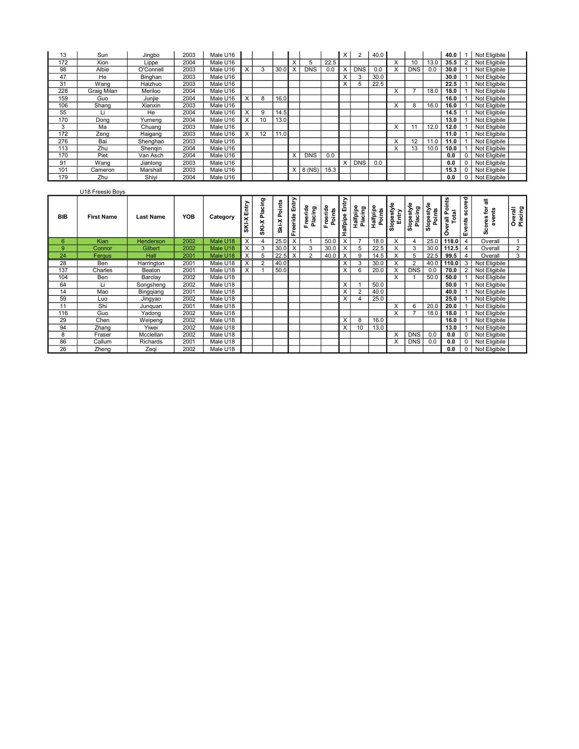| | | | | | | | | | | | | | | | | | | | | | |
|---|---|---|---|---|---|---|---|---|---|---|---|---|---|---|---|---|---|---|---|---|---|
| 13 | Sun | Jingbo | 2003 | Male U16 | | | | | | | X | 2 | 40.0 | | | | 40.0 | 1 | Not Eligibile | |
| 172 | Xion | Lippe | 2004 | Male U16 | | | | X | 5 | 22.5 | | | | X | 10 | 13.0 | 35.5 | 2 | Not Eligibile | |
| 98 | Albie | O'Connell | 2003 | Male U16 | X | 3 | 30.0 | X | DNS | 0.0 | X | DNS | 0.0 | X | DNS | 0.0 | 30.0 | 1 | Not Eligibile | |
| 47 | He | Binghan | 2003 | Male U16 | | | | | | | X | 3 | 30.0 | | | | 30.0 | 1 | Not Eligibile | |
| 31 | Wang | Haizhuo | 2003 | Male U16 | | | | | | | X | 5 | 22.5 | | | | 22.5 | 1 | Not Eligibile | |
| 228 | Graig Milan | Meriloo | 2004 | Male U16 | | | | | | | | | | X | 7 | 18.0 | 18.0 | 1 | Not Eligibile | |
| 159 | Guo | Junjie | 2004 | Male U16 | X | 8 | 16.0 | | | | | | | | | | 16.0 | 1 | Not Eligibile | |
| 106 | Shang | Xianxin | 2003 | Male U16 | | | | | | | | | | X | 8 | 16.0 | 16.0 | 1 | Not Eligibile | |
| 55 | Li | He | 2004 | Male U16 | X | 9 | 14.5 | | | | | | | | | | 14.5 | 1 | Not Eligibile | |
| 170 | Dong | Yumeng | 2004 | Male U16 | X | 10 | 13.0 | | | | | | | | | | 13.0 | 1 | Not Eligibile | |
| 3 | Ma | Chuang | 2003 | Male U16 | | | | | | | | | | X | 11 | 12.0 | 12.0 | 1 | Not Eligibile | |
| 172 | Zeng | Haigang | 2003 | Male U16 | X | 12 | 11.0 | | | | | | | | | | 11.0 | 1 | Not Eligibile | |
| 276 | Bai | Shenghao | 2003 | Male U16 | | | | | | | | | | X | 12 | 11.0 | 11.0 | 1 | Not Eligibile | |
| 113 | Zhu | Shenqin | 2004 | Male U16 | | | | | | | | | | X | 13 | 10.0 | 10.0 | 1 | Not Eligibile | |
| 170 | Piet | Van Asch | 2004 | Male U16 | | | | X | DNS | 0.0 | | | | | | | 0.0 | 0 | Not Eligibile | |
| 91 | Wang | Jianlong | 2003 | Male U16 | | | | | | | X | DNS | 0.0 | | | | 0.0 | 0 | Not Eligibile | |
| 101 | Cameron | Marshall | 2003 | Male U16 | | | | X | 8 (NS) | 15.3 | | | | | | | 15.3 | 0 | Not Eligibile | |
| 179 | Zhu | Shiyi | 2004 | Male U16 | | | | | | | | | | | | | 0.0 | 0 | Not Eligibile | |

U18 Freeski Boys

| BIB | First Name | Last Name | YOB | Category | SKI-X Entry | SKI-X Placing | Ski-X Points | Freeride Entry | Freeride Placing | Freeride Points | Halfpipe Entry | Halfpipe Placing | Halfpipe Points | Slopestyle Entry | Slopestyle Placing | Slopestyle Points | Overall Points Total | Events scored | Scores for all events | Overall Placing |
|---|---|---|---|---|---|---|---|---|---|---|---|---|---|---|---|---|---|---|---|---|
| 6 | Kian | Henderson | 2002 | Male U18 | X | 4 | 25.0 | X | 1 | 50.0 | X | 7 | 18.0 | X | 4 | 25.0 | 118.0 | 4 | Overall | 1 |
| 9 | Connor | Gilbert | 2002 | Male U18 | X | 3 | 30.0 | X | 3 | 30.0 | X | 5 | 22.5 | X | 3 | 30.0 | 112.5 | 4 | Overall | 2 |
| 24 | Fergus | Hall | 2001 | Male U18 | X | 5 | 22.5 | X | 2 | 40.0 | X | 9 | 14.5 | X | 5 | 22.5 | 99.5 | 4 | Overall | 3 |
| 28 | Ben | Harrington | 2001 | Male U18 | X | 2 | 40.0 | | | | X | 3 | 30.0 | X | 2 | 40.0 | 110.0 | 3 | Not Eligibile | |
| 137 | Charles | Beaton | 2001 | Male U18 | X | 1 | 50.0 | | | | X | 6 | 20.0 | X | DNS | 0.0 | 70.0 | 2 | Not Eligibile | |
| 104 | Ben | Barclay | 2002 | Male U18 | | | | | | | | | | X | 1 | 50.0 | 50.0 | 1 | Not Eligibile | |
| 64 | Li | Songsheng | 2002 | Male U18 | | | | | | | X | 1 | 50.0 | | | | 50.0 | 1 | Not Eligibile | |
| 14 | Mao | Bingqiang | 2001 | Male U18 | | | | | | | X | 2 | 40.0 | | | | 40.0 | 1 | Not Eligibile | |
| 59 | Luo | Jingyao | 2002 | Male U18 | | | | | | | X | 4 | 25.0 | | | | 25.0 | 1 | Not Eligibile | |
| 11 | Shi | Junquan | 2001 | Male U18 | | | | | | | | | | X | 6 | 20.0 | 20.0 | 1 | Not Eligibile | |
| 116 | Guo | Yadong | 2002 | Male U18 | | | | | | | | | | X | 7 | 18.0 | 18.0 | 1 | Not Eligibile | |
| 29 | Chen | Weipeng | 2002 | Male U18 | | | | | | | X | 8 | 16.0 | | | | 16.0 | 1 | Not Eligibile | |
| 94 | Zhang | Yiwei | 2002 | Male U18 | | | | | | | X | 10 | 13.0 | | | | 13.0 | 1 | Not Eligibile | |
| 8 | Fraser | Mcclellan | 2002 | Male U18 | | | | | | | | | | X | DNS | 0.0 | 0.0 | 0 | Not Eligibile | |
| 86 | Callum | Richards | 2001 | Male U18 | | | | | | | | | | X | DNS | 0.0 | 0.0 | 0 | Not Eligibile | |
| 26 | Zheng | Zeqi | 2002 | Male U18 | | | | | | | | | | | | | 0.0 | 0 | Not Eligibile | |